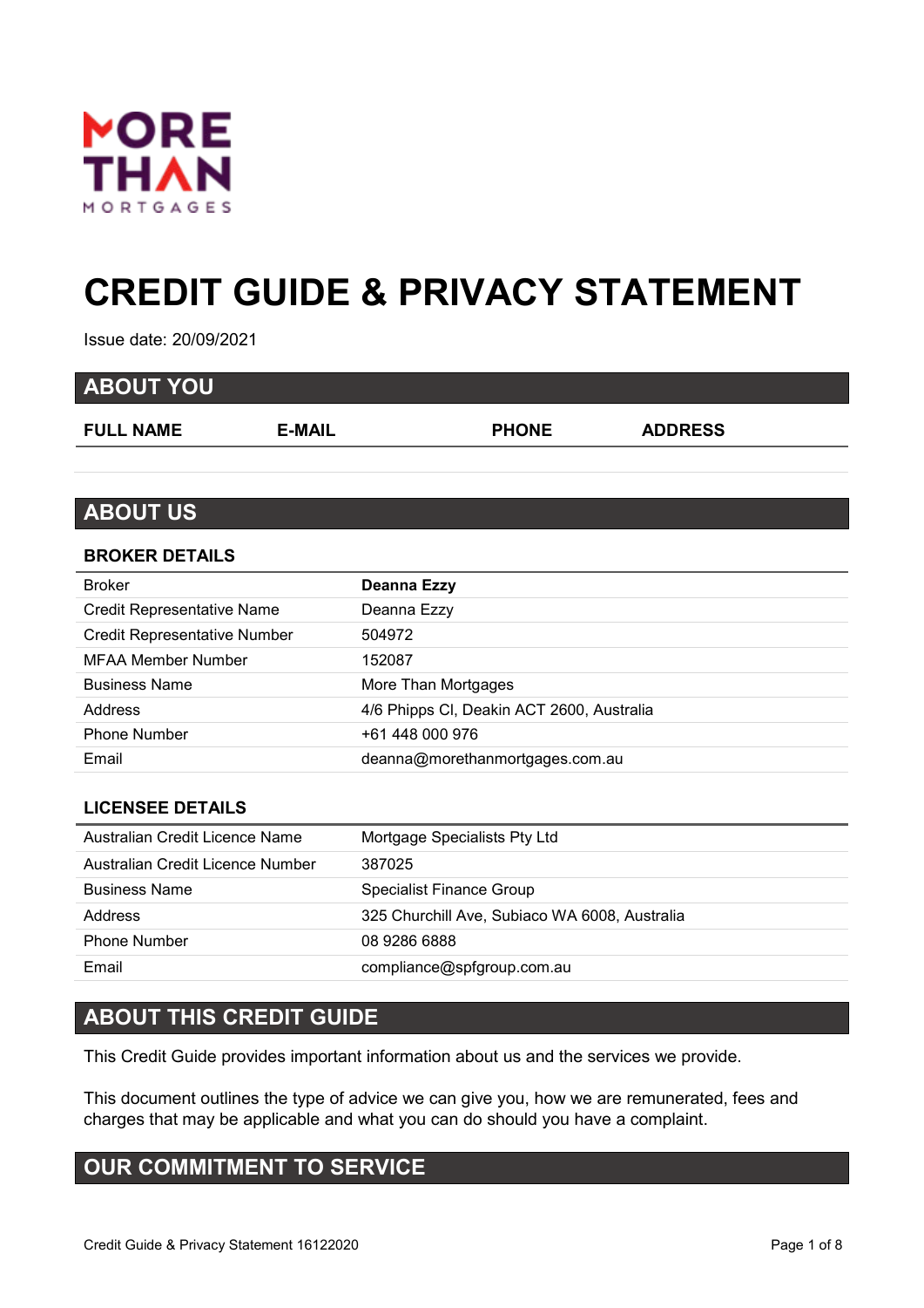MORE THAN
MORTGAGES

# CREDIT GUIDE & PRIVACY STATEMENT

Issue date: 20/09/2021

## ABOUT YOU

| FULL NAME | E-MAIL | PHONE | ADDRESS |
|---|---|---|---|
| | | | |

## ABOUT US

### BROKER DETAILS

| | |
|---|---|
| Broker | **Deanna Ezzy** |
| Credit Representative Name | Deanna Ezzy |
| Credit Representative Number | 504972 |
| MFAA Member Number | 152087 |
| Business Name | More Than Mortgages |
| Address | 4/6 Phipps Cl, Deakin ACT 2600, Australia |
| Phone Number | +61 448 000 976 |
| Email | deanna@morethanmortgages.com.au |

### LICENSEE DETAILS

| | |
|---|---|
| Australian Credit Licence Name | Mortgage Specialists Pty Ltd |
| Australian Credit Licence Number | 387025 |
| Business Name | Specialist Finance Group |
| Address | 325 Churchill Ave, Subiaco WA 6008, Australia |
| Phone Number | 08 9286 6888 |
| Email | compliance@spfgroup.com.au |

## ABOUT THIS CREDIT GUIDE

This Credit Guide provides important information about us and the services we provide.

This document outlines the type of advice we can give you, how we are remunerated, fees and charges that may be applicable and what you can do should you have a complaint.

## OUR COMMITMENT TO SERVICE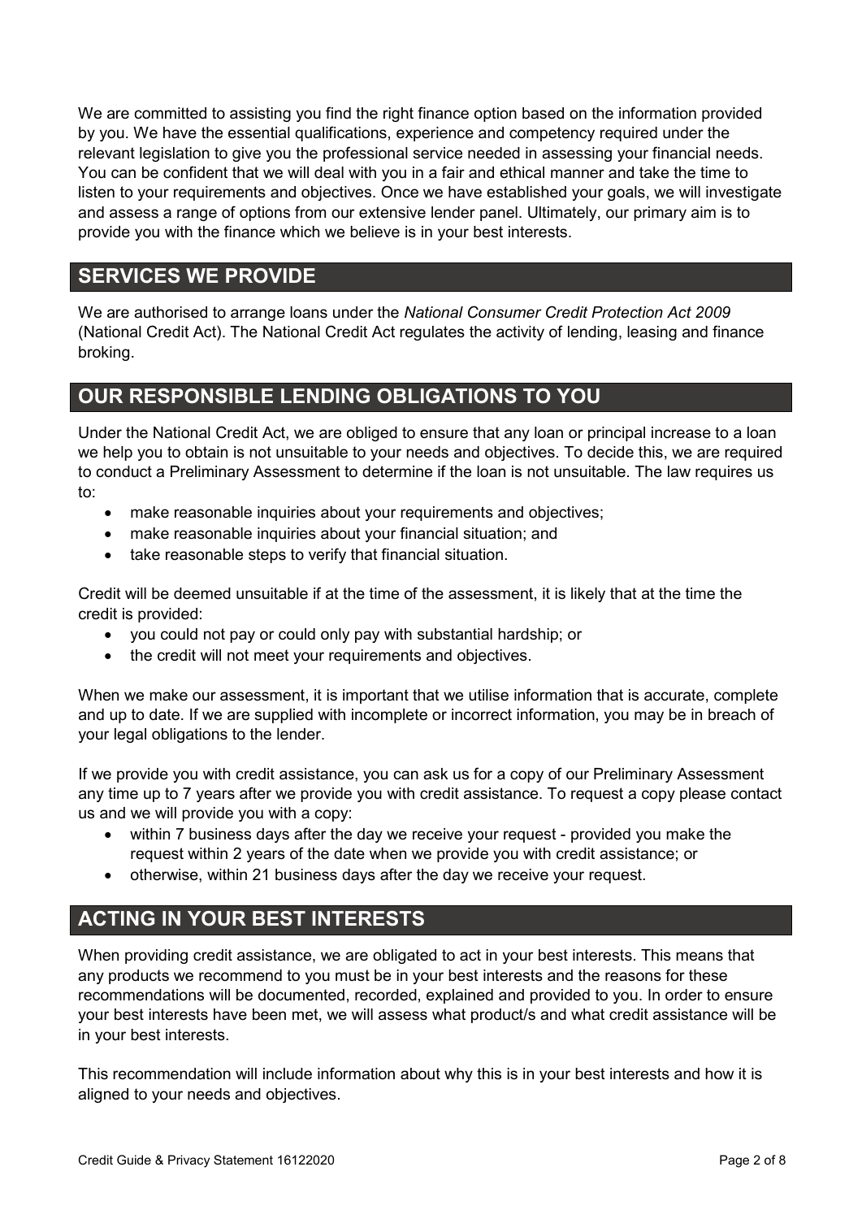We are committed to assisting you find the right finance option based on the information provided by you. We have the essential qualifications, experience and competency required under the relevant legislation to give you the professional service needed in assessing your financial needs. You can be confident that we will deal with you in a fair and ethical manner and take the time to listen to your requirements and objectives. Once we have established your goals, we will investigate and assess a range of options from our extensive lender panel. Ultimately, our primary aim is to provide you with the finance which we believe is in your best interests.

## SERVICES WE PROVIDE

We are authorised to arrange loans under the *National Consumer Credit Protection Act 2009* (National Credit Act). The National Credit Act regulates the activity of lending, leasing and finance broking.

## OUR RESPONSIBLE LENDING OBLIGATIONS TO YOU

Under the National Credit Act, we are obliged to ensure that any loan or principal increase to a loan we help you to obtain is not unsuitable to your needs and objectives. To decide this, we are required to conduct a Preliminary Assessment to determine if the loan is not unsuitable. The law requires us to:

- make reasonable inquiries about your requirements and objectives;
- make reasonable inquiries about your financial situation; and
- take reasonable steps to verify that financial situation.

Credit will be deemed unsuitable if at the time of the assessment, it is likely that at the time the credit is provided:

- you could not pay or could only pay with substantial hardship; or
- the credit will not meet your requirements and objectives.

When we make our assessment, it is important that we utilise information that is accurate, complete and up to date. If we are supplied with incomplete or incorrect information, you may be in breach of your legal obligations to the lender.

If we provide you with credit assistance, you can ask us for a copy of our Preliminary Assessment any time up to 7 years after we provide you with credit assistance. To request a copy please contact us and we will provide you with a copy:

- within 7 business days after the day we receive your request - provided you make the request within 2 years of the date when we provide you with credit assistance; or
- otherwise, within 21 business days after the day we receive your request.

## ACTING IN YOUR BEST INTERESTS

When providing credit assistance, we are obligated to act in your best interests. This means that any products we recommend to you must be in your best interests and the reasons for these recommendations will be documented, recorded, explained and provided to you. In order to ensure your best interests have been met, we will assess what product/s and what credit assistance will be in your best interests.

This recommendation will include information about why this is in your best interests and how it is aligned to your needs and objectives.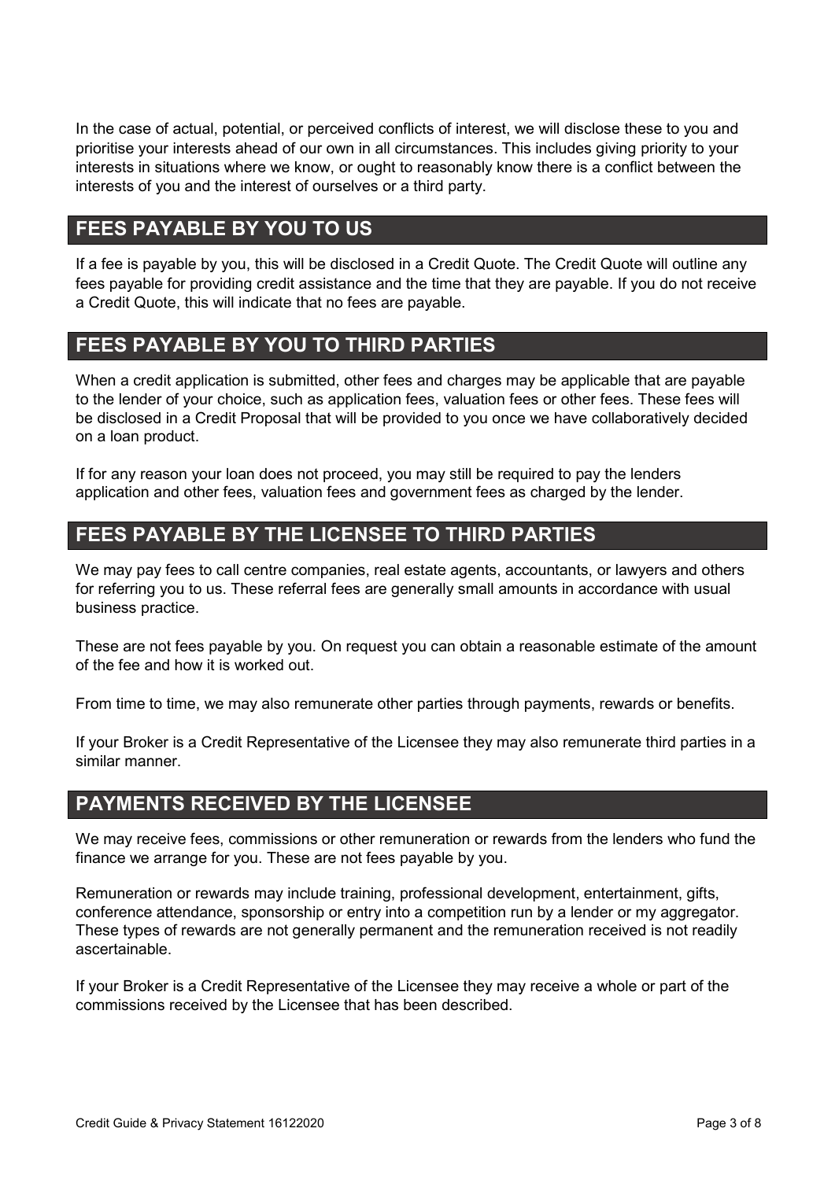In the case of actual, potential, or perceived conflicts of interest, we will disclose these to you and prioritise your interests ahead of our own in all circumstances. This includes giving priority to your interests in situations where we know, or ought to reasonably know there is a conflict between the interests of you and the interest of ourselves or a third party.

## FEES PAYABLE BY YOU TO US

If a fee is payable by you, this will be disclosed in a Credit Quote. The Credit Quote will outline any fees payable for providing credit assistance and the time that they are payable. If you do not receive a Credit Quote, this will indicate that no fees are payable.

## FEES PAYABLE BY YOU TO THIRD PARTIES

When a credit application is submitted, other fees and charges may be applicable that are payable to the lender of your choice, such as application fees, valuation fees or other fees. These fees will be disclosed in a Credit Proposal that will be provided to you once we have collaboratively decided on a loan product.

If for any reason your loan does not proceed, you may still be required to pay the lenders application and other fees, valuation fees and government fees as charged by the lender.

## FEES PAYABLE BY THE LICENSEE TO THIRD PARTIES

We may pay fees to call centre companies, real estate agents, accountants, or lawyers and others for referring you to us. These referral fees are generally small amounts in accordance with usual business practice.

These are not fees payable by you. On request you can obtain a reasonable estimate of the amount of the fee and how it is worked out.

From time to time, we may also remunerate other parties through payments, rewards or benefits.

If your Broker is a Credit Representative of the Licensee they may also remunerate third parties in a similar manner.

## PAYMENTS RECEIVED BY THE LICENSEE

We may receive fees, commissions or other remuneration or rewards from the lenders who fund the finance we arrange for you. These are not fees payable by you.

Remuneration or rewards may include training, professional development, entertainment, gifts, conference attendance, sponsorship or entry into a competition run by a lender or my aggregator. These types of rewards are not generally permanent and the remuneration received is not readily ascertainable.

If your Broker is a Credit Representative of the Licensee they may receive a whole or part of the commissions received by the Licensee that has been described.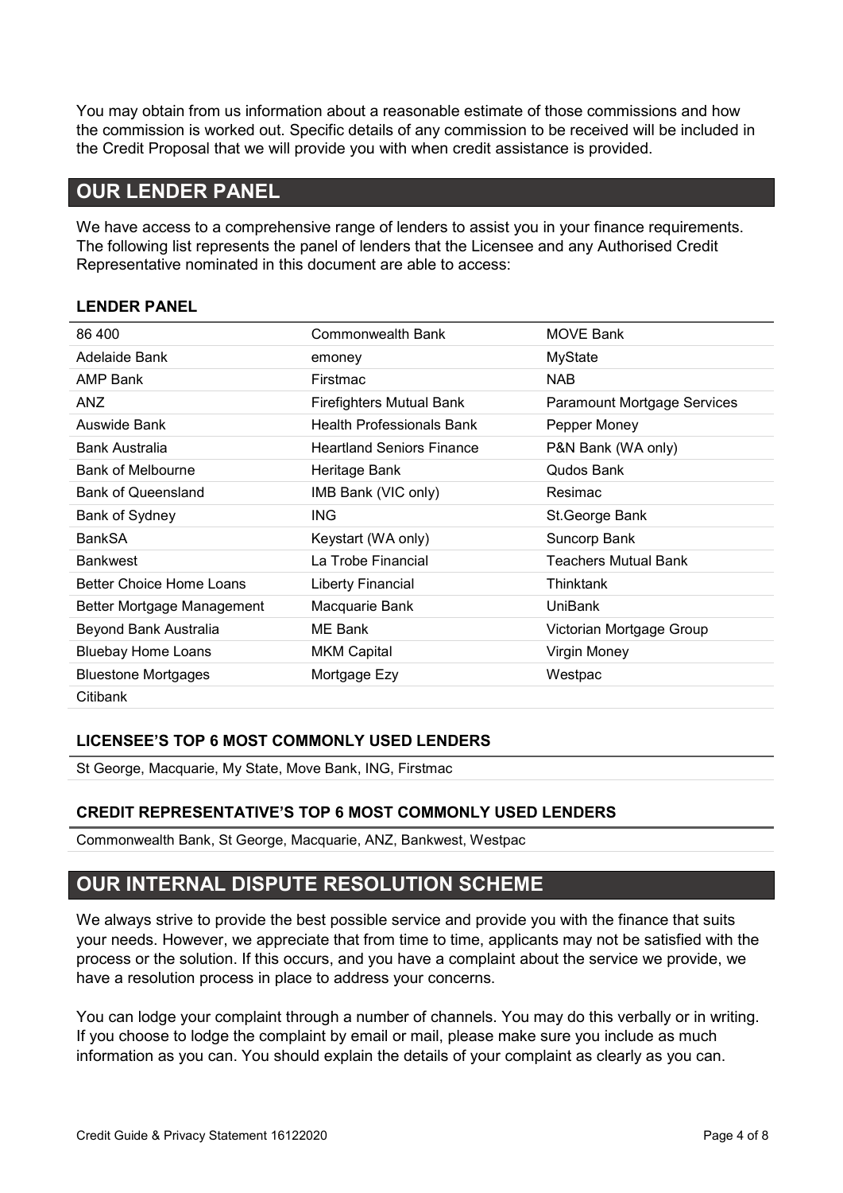You may obtain from us information about a reasonable estimate of those commissions and how the commission is worked out. Specific details of any commission to be received will be included in the Credit Proposal that we will provide you with when credit assistance is provided.

## OUR LENDER PANEL

We have access to a comprehensive range of lenders to assist you in your finance requirements. The following list represents the panel of lenders that the Licensee and any Authorised Credit Representative nominated in this document are able to access:

### LENDER PANEL

| | | |
|---|---|---|
| 86 400 | Commonwealth Bank | MOVE Bank |
| Adelaide Bank | emoney | MyState |
| AMP Bank | Firstmac | NAB |
| ANZ | Firefighters Mutual Bank | Paramount Mortgage Services |
| Auswide Bank | Health Professionals Bank | Pepper Money |
| Bank Australia | Heartland Seniors Finance | P&N Bank (WA only) |
| Bank of Melbourne | Heritage Bank | Qudos Bank |
| Bank of Queensland | IMB Bank (VIC only) | Resimac |
| Bank of Sydney | ING | St.George Bank |
| BankSA | Keystart (WA only) | Suncorp Bank |
| Bankwest | La Trobe Financial | Teachers Mutual Bank |
| Better Choice Home Loans | Liberty Financial | Thinktank |
| Better Mortgage Management | Macquarie Bank | UniBank |
| Beyond Bank Australia | ME Bank | Victorian Mortgage Group |
| Bluebay Home Loans | MKM Capital | Virgin Money |
| Bluestone Mortgages | Mortgage Ezy | Westpac |
| Citibank | | |

### LICENSEE'S TOP 6 MOST COMMONLY USED LENDERS

St George, Macquarie, My State, Move Bank, ING, Firstmac

### CREDIT REPRESENTATIVE'S TOP 6 MOST COMMONLY USED LENDERS

Commonwealth Bank, St George, Macquarie, ANZ, Bankwest, Westpac

## OUR INTERNAL DISPUTE RESOLUTION SCHEME

We always strive to provide the best possible service and provide you with the finance that suits your needs. However, we appreciate that from time to time, applicants may not be satisfied with the process or the solution. If this occurs, and you have a complaint about the service we provide, we have a resolution process in place to address your concerns.

You can lodge your complaint through a number of channels. You may do this verbally or in writing. If you choose to lodge the complaint by email or mail, please make sure you include as much information as you can. You should explain the details of your complaint as clearly as you can.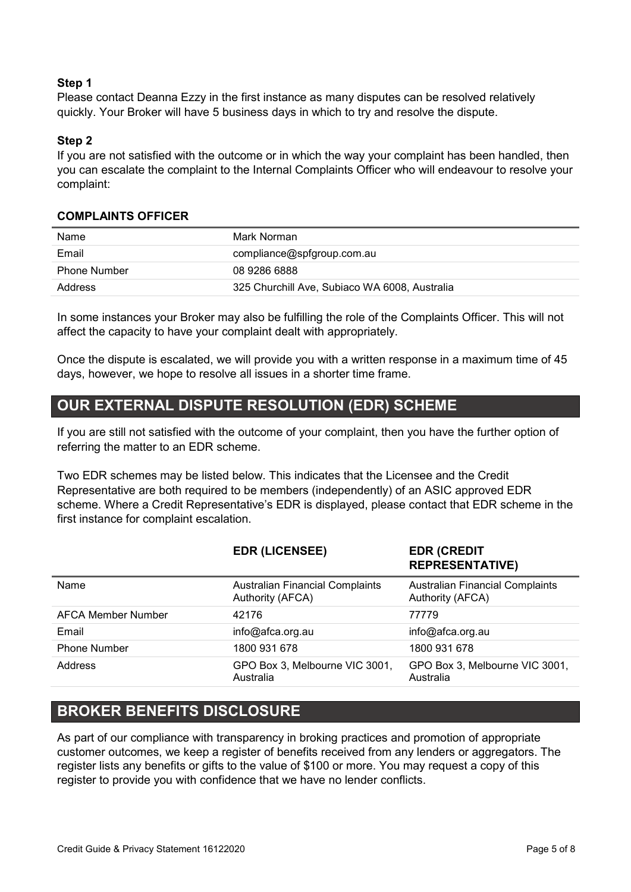**Step 1**

Please contact Deanna Ezzy in the first instance as many disputes can be resolved relatively quickly. Your Broker will have 5 business days in which to try and resolve the dispute.

**Step 2**

If you are not satisfied with the outcome or in which the way your complaint has been handled, then you can escalate the complaint to the Internal Complaints Officer who will endeavour to resolve your complaint:

**COMPLAINTS OFFICER**

| | |
|---|---|
| Name | Mark Norman |
| Email | compliance@spfgroup.com.au |
| Phone Number | 08 9286 6888 |
| Address | 325 Churchill Ave, Subiaco WA 6008, Australia |

In some instances your Broker may also be fulfilling the role of the Complaints Officer. This will not affect the capacity to have your complaint dealt with appropriately.

Once the dispute is escalated, we will provide you with a written response in a maximum time of 45 days, however, we hope to resolve all issues in a shorter time frame.

## OUR EXTERNAL DISPUTE RESOLUTION (EDR) SCHEME

If you are still not satisfied with the outcome of your complaint, then you have the further option of referring the matter to an EDR scheme.

Two EDR schemes may be listed below. This indicates that the Licensee and the Credit Representative are both required to be members (independently) of an ASIC approved EDR scheme. Where a Credit Representative's EDR is displayed, please contact that EDR scheme in the first instance for complaint escalation.

| | EDR (LICENSEE) | EDR (CREDIT REPRESENTATIVE) |
|---|---|---|
| Name | Australian Financial Complaints Authority (AFCA) | Australian Financial Complaints Authority (AFCA) |
| AFCA Member Number | 42176 | 77779 |
| Email | info@afca.org.au | info@afca.org.au |
| Phone Number | 1800 931 678 | 1800 931 678 |
| Address | GPO Box 3, Melbourne VIC 3001, Australia | GPO Box 3, Melbourne VIC 3001, Australia |

## BROKER BENEFITS DISCLOSURE

As part of our compliance with transparency in broking practices and promotion of appropriate customer outcomes, we keep a register of benefits received from any lenders or aggregators. The register lists any benefits or gifts to the value of $100 or more. You may request a copy of this register to provide you with confidence that we have no lender conflicts.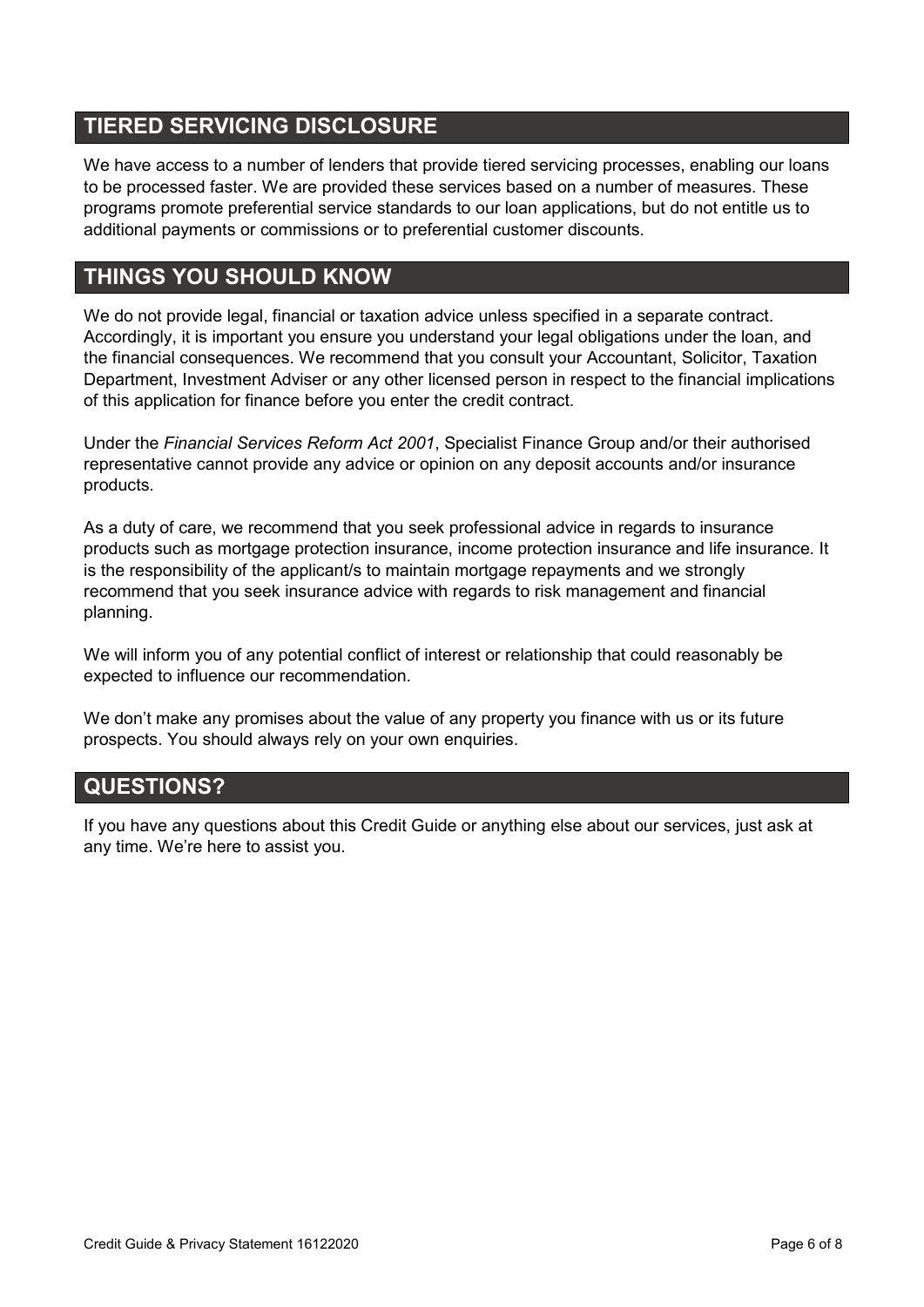## TIERED SERVICING DISCLOSURE

We have access to a number of lenders that provide tiered servicing processes, enabling our loans to be processed faster. We are provided these services based on a number of measures. These programs promote preferential service standards to our loan applications, but do not entitle us to additional payments or commissions or to preferential customer discounts.

## THINGS YOU SHOULD KNOW

We do not provide legal, financial or taxation advice unless specified in a separate contract. Accordingly, it is important you ensure you understand your legal obligations under the loan, and the financial consequences. We recommend that you consult your Accountant, Solicitor, Taxation Department, Investment Adviser or any other licensed person in respect to the financial implications of this application for finance before you enter the credit contract.

Under the *Financial Services Reform Act 2001*, Specialist Finance Group and/or their authorised representative cannot provide any advice or opinion on any deposit accounts and/or insurance products.

As a duty of care, we recommend that you seek professional advice in regards to insurance products such as mortgage protection insurance, income protection insurance and life insurance. It is the responsibility of the applicant/s to maintain mortgage repayments and we strongly recommend that you seek insurance advice with regards to risk management and financial planning.

We will inform you of any potential conflict of interest or relationship that could reasonably be expected to influence our recommendation.

We don't make any promises about the value of any property you finance with us or its future prospects. You should always rely on your own enquiries.

## QUESTIONS?

If you have any questions about this Credit Guide or anything else about our services, just ask at any time. We're here to assist you.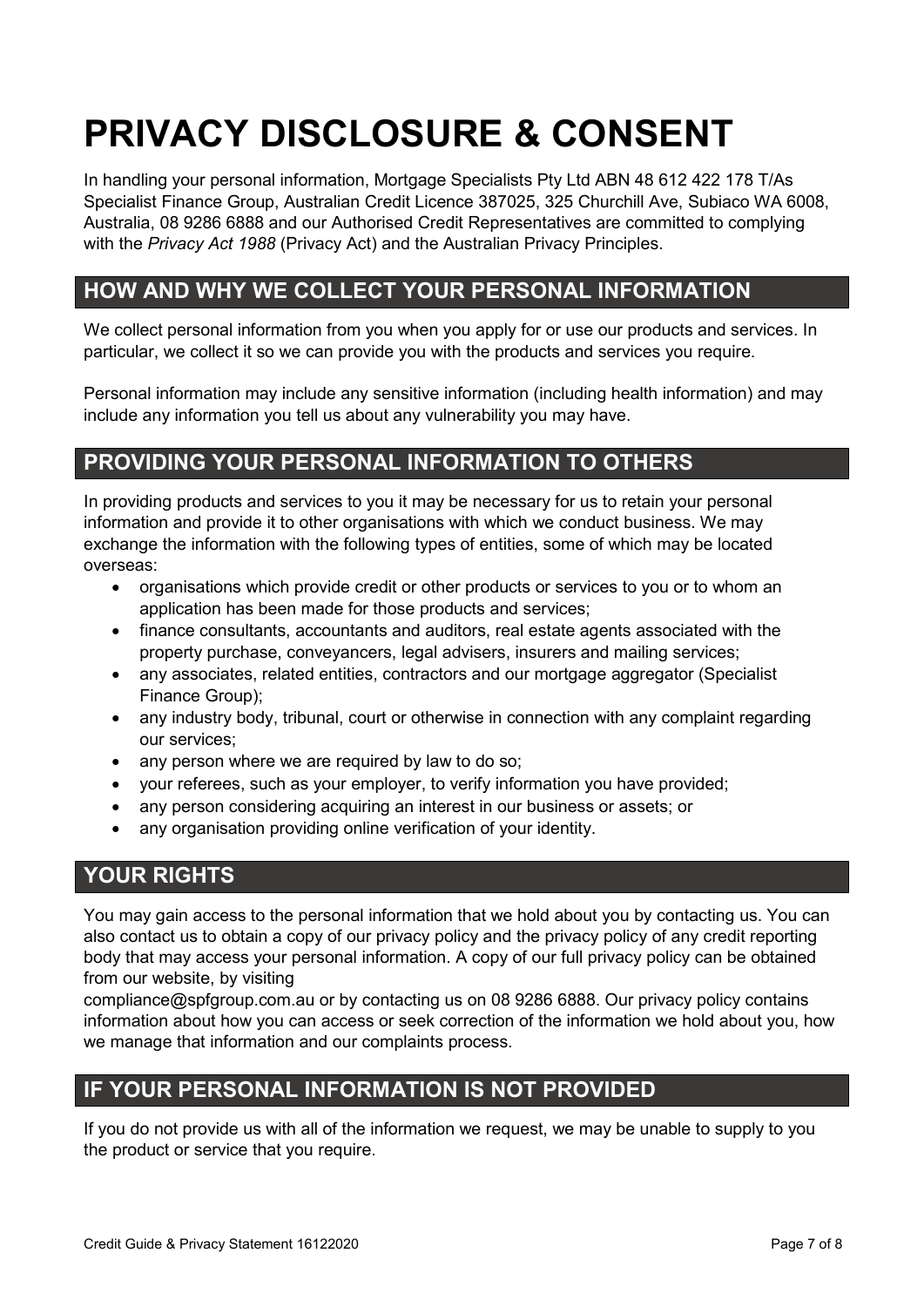# PRIVACY DISCLOSURE & CONSENT

In handling your personal information, Mortgage Specialists Pty Ltd ABN 48 612 422 178 T/As Specialist Finance Group, Australian Credit Licence 387025, 325 Churchill Ave, Subiaco WA 6008, Australia, 08 9286 6888 and our Authorised Credit Representatives are committed to complying with the *Privacy Act 1988* (Privacy Act) and the Australian Privacy Principles.

## HOW AND WHY WE COLLECT YOUR PERSONAL INFORMATION

We collect personal information from you when you apply for or use our products and services. In particular, we collect it so we can provide you with the products and services you require.

Personal information may include any sensitive information (including health information) and may include any information you tell us about any vulnerability you may have.

## PROVIDING YOUR PERSONAL INFORMATION TO OTHERS

In providing products and services to you it may be necessary for us to retain your personal information and provide it to other organisations with which we conduct business. We may exchange the information with the following types of entities, some of which may be located overseas:

- organisations which provide credit or other products or services to you or to whom an application has been made for those products and services;
- finance consultants, accountants and auditors, real estate agents associated with the property purchase, conveyancers, legal advisers, insurers and mailing services;
- any associates, related entities, contractors and our mortgage aggregator (Specialist Finance Group);
- any industry body, tribunal, court or otherwise in connection with any complaint regarding our services;
- any person where we are required by law to do so;
- your referees, such as your employer, to verify information you have provided;
- any person considering acquiring an interest in our business or assets; or
- any organisation providing online verification of your identity.

## YOUR RIGHTS

You may gain access to the personal information that we hold about you by contacting us. You can also contact us to obtain a copy of our privacy policy and the privacy policy of any credit reporting body that may access your personal information. A copy of our full privacy policy can be obtained from our website, by visiting
compliance@spfgroup.com.au or by contacting us on 08 9286 6888. Our privacy policy contains information about how you can access or seek correction of the information we hold about you, how we manage that information and our complaints process.

## IF YOUR PERSONAL INFORMATION IS NOT PROVIDED

If you do not provide us with all of the information we request, we may be unable to supply to you the product or service that you require.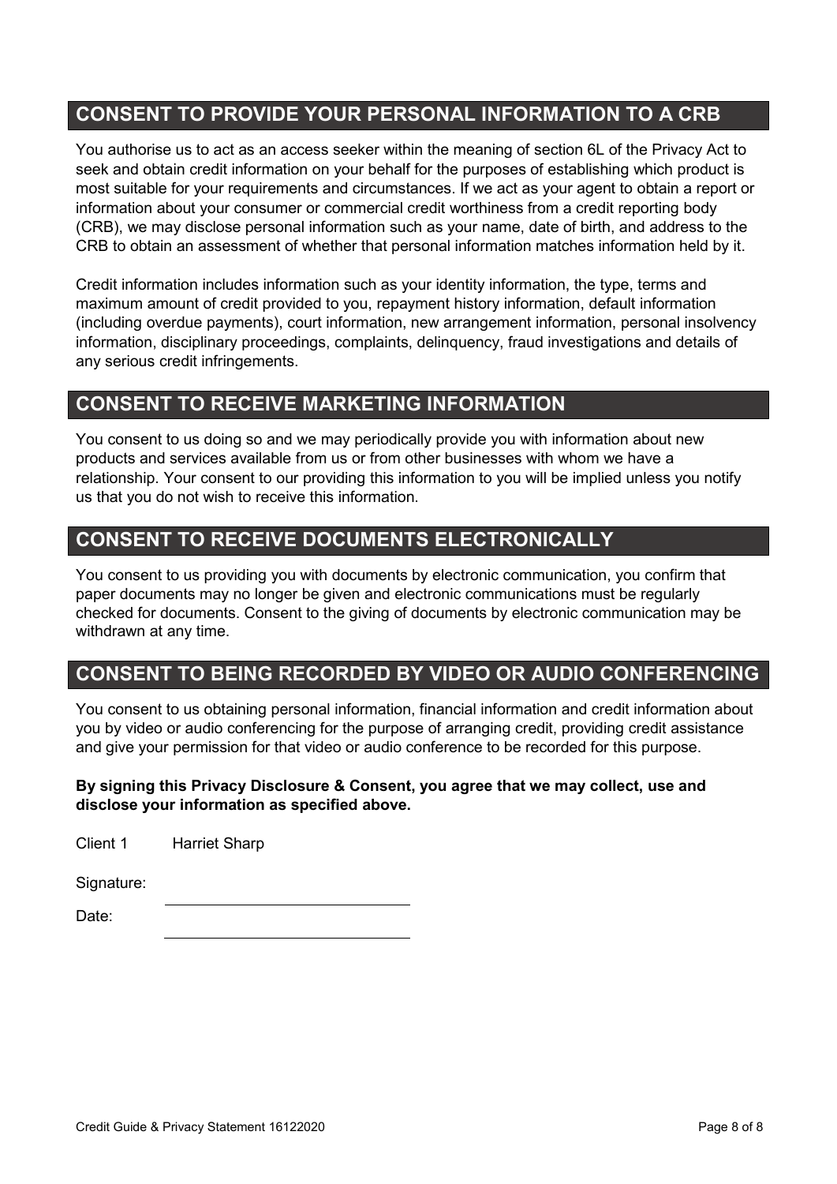## CONSENT TO PROVIDE YOUR PERSONAL INFORMATION TO A CRB

You authorise us to act as an access seeker within the meaning of section 6L of the Privacy Act to seek and obtain credit information on your behalf for the purposes of establishing which product is most suitable for your requirements and circumstances. If we act as your agent to obtain a report or information about your consumer or commercial credit worthiness from a credit reporting body (CRB), we may disclose personal information such as your name, date of birth, and address to the CRB to obtain an assessment of whether that personal information matches information held by it.

Credit information includes information such as your identity information, the type, terms and maximum amount of credit provided to you, repayment history information, default information (including overdue payments), court information, new arrangement information, personal insolvency information, disciplinary proceedings, complaints, delinquency, fraud investigations and details of any serious credit infringements.

## CONSENT TO RECEIVE MARKETING INFORMATION

You consent to us doing so and we may periodically provide you with information about new products and services available from us or from other businesses with whom we have a relationship. Your consent to our providing this information to you will be implied unless you notify us that you do not wish to receive this information.

## CONSENT TO RECEIVE DOCUMENTS ELECTRONICALLY

You consent to us providing you with documents by electronic communication, you confirm that paper documents may no longer be given and electronic communications must be regularly checked for documents. Consent to the giving of documents by electronic communication may be withdrawn at any time.

## CONSENT TO BEING RECORDED BY VIDEO OR AUDIO CONFERENCING

You consent to us obtaining personal information, financial information and credit information about you by video or audio conferencing for the purpose of arranging credit, providing credit assistance and give your permission for that video or audio conference to be recorded for this purpose.

**By signing this Privacy Disclosure & Consent, you agree that we may collect, use and disclose your information as specified above.**

Client 1 Harriet Sharp

Signature: \_\_\_\_\_\_\_\_\_\_\_\_\_\_\_\_\_\_\_\_\_\_\_\_\_\_\_\_

Date: \_\_\_\_\_\_\_\_\_\_\_\_\_\_\_\_\_\_\_\_\_\_\_\_\_\_\_\_

Credit Guide & Privacy Statement 16122020